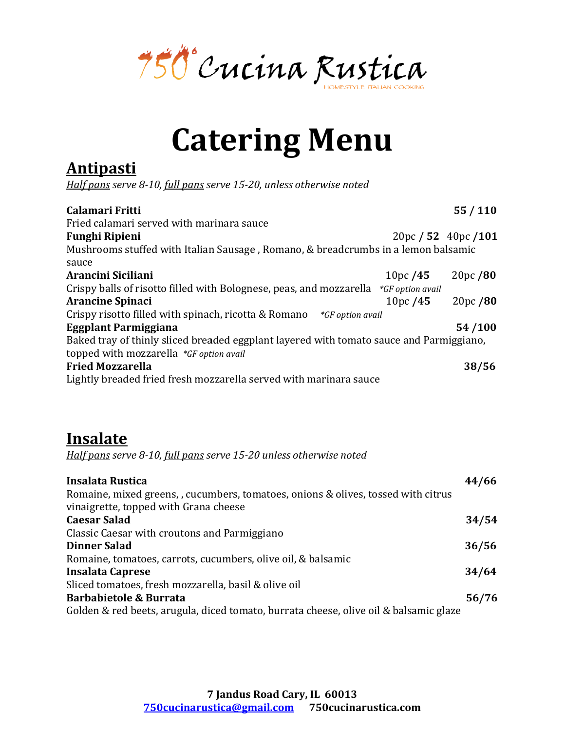750° Cucina Rustica

HOMESTYLE ITALIAN COOKING

# Catering Menu

## Antipasti

*Half pans serve 8-10, full pans serve 15-20, unless otherwise noted*

**Calamari Fritti** **55 / 110**
Fried calamari served with marinara sauce

**Funghi Ripieni** 20pc **/ 52** 40pc **/101**
Mushrooms stuffed with Italian Sausage , Romano, & breadcrumbs in a lemon balsamic sauce

**Arancini Siciliani** 10pc **/45** 20pc **/80**
Crispy balls of risotto filled with Bolognese, peas, and mozzarella *\*GF option avail*

**Arancine Spinaci** 10pc **/45** 20pc **/80**
Crispy risotto filled with spinach, ricotta & Romano *\*GF option avail*

**Eggplant Parmiggiana** **54 /100**
Baked tray of thinly sliced breaded eggplant layered with tomato sauce and Parmiggiano, topped with mozzarella *\*GF option avail*

**Fried Mozzarella** **38/56**
Lightly breaded fried fresh mozzarella served with marinara sauce

## Insalate

*Half pans serve 8-10, full pans serve 15-20 unless otherwise noted*

**Insalata Rustica** **44/66**
Romaine, mixed greens, , cucumbers, tomatoes, onions & olives, tossed with citrus vinaigrette, topped with Grana cheese

**Caesar Salad** **34/54**
Classic Caesar with croutons and Parmiggiano

**Dinner Salad** **36/56**
Romaine, tomatoes, carrots, cucumbers, olive oil, & balsamic

**Insalata Caprese** **34/64**
Sliced tomatoes, fresh mozzarella, basil & olive oil

**Barbabietole & Burrata** **56/76**
Golden & red beets, arugula, diced tomato, burrata cheese, olive oil & balsamic glaze

**7 Jandus Road Cary, IL 60013**
**750cucinarustica@gmail.com** **750cucinarustica.com**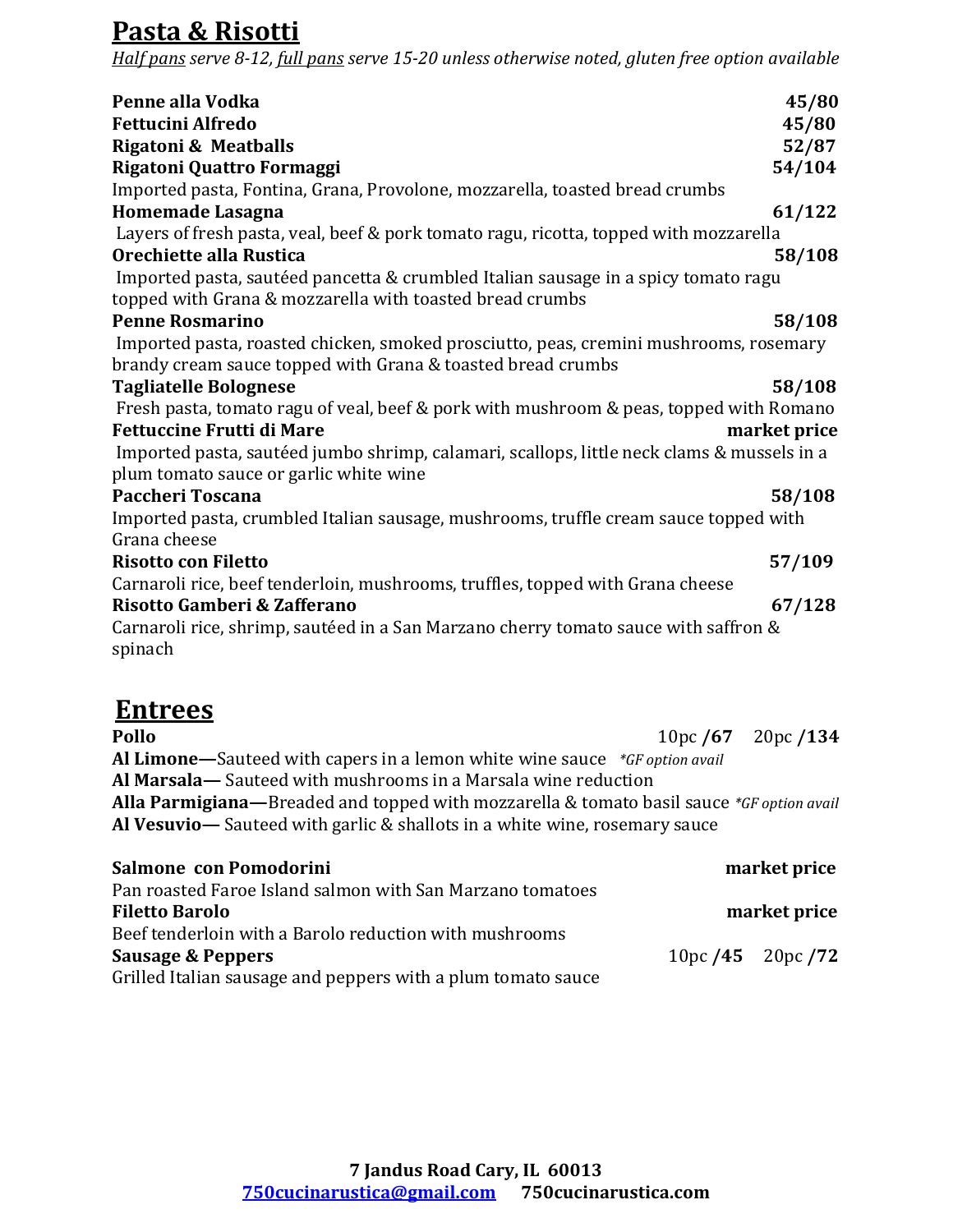## Pasta & Risotti

*Half pans serve 8-12, full pans serve 15-20 unless otherwise noted, gluten free option available*

**Penne alla Vodka** **45/80**

**Fettucini Alfredo** **45/80**

**Rigatoni & Meatballs** **52/87**

**Rigatoni Quattro Formaggi** **54/104**
Imported pasta, Fontina, Grana, Provolone, mozzarella, toasted bread crumbs

**Homemade Lasagna** **61/122**
Layers of fresh pasta, veal, beef & pork tomato ragu, ricotta, topped with mozzarella

**Orechiette alla Rustica** **58/108**
Imported pasta, sautéed pancetta & crumbled Italian sausage in a spicy tomato ragu topped with Grana & mozzarella with toasted bread crumbs

**Penne Rosmarino** **58/108**
Imported pasta, roasted chicken, smoked prosciutto, peas, cremini mushrooms, rosemary brandy cream sauce topped with Grana & toasted bread crumbs

**Tagliatelle Bolognese** **58/108**
Fresh pasta, tomato ragu of veal, beef & pork with mushroom & peas, topped with Romano

**Fettuccine Frutti di Mare** **market price**
Imported pasta, sautéed jumbo shrimp, calamari, scallops, little neck clams & mussels in a plum tomato sauce or garlic white wine

**Paccheri Toscana** **58/108**
Imported pasta, crumbled Italian sausage, mushrooms, truffle cream sauce topped with Grana cheese

**Risotto con Filetto** **57/109**
Carnaroli rice, beef tenderloin, mushrooms, truffles, topped with Grana cheese

**Risotto Gamberi & Zafferano** **67/128**
Carnaroli rice, shrimp, sautéed in a San Marzano cherry tomato sauce with saffron & spinach

## Entrees

**Pollo** 10pc **/67** 20pc **/134**

**Al Limone—**Sauteed with capers in a lemon white wine sauce *\*GF option avail*

**Al Marsala—** Sauteed with mushrooms in a Marsala wine reduction

**Alla Parmigiana—**Breaded and topped with mozzarella & tomato basil sauce *\*GF option avail*

**Al Vesuvio—** Sauteed with garlic & shallots in a white wine, rosemary sauce

**Salmone con Pomodorini** **market price**
Pan roasted Faroe Island salmon with San Marzano tomatoes

**Filetto Barolo** **market price**
Beef tenderloin with a Barolo reduction with mushrooms

**Sausage & Peppers** 10pc **/45** 20pc **/72**
Grilled Italian sausage and peppers with a plum tomato sauce

**7 Jandus Road Cary, IL 60013**
**750cucinarustica@gmail.com** **750cucinarustica.com**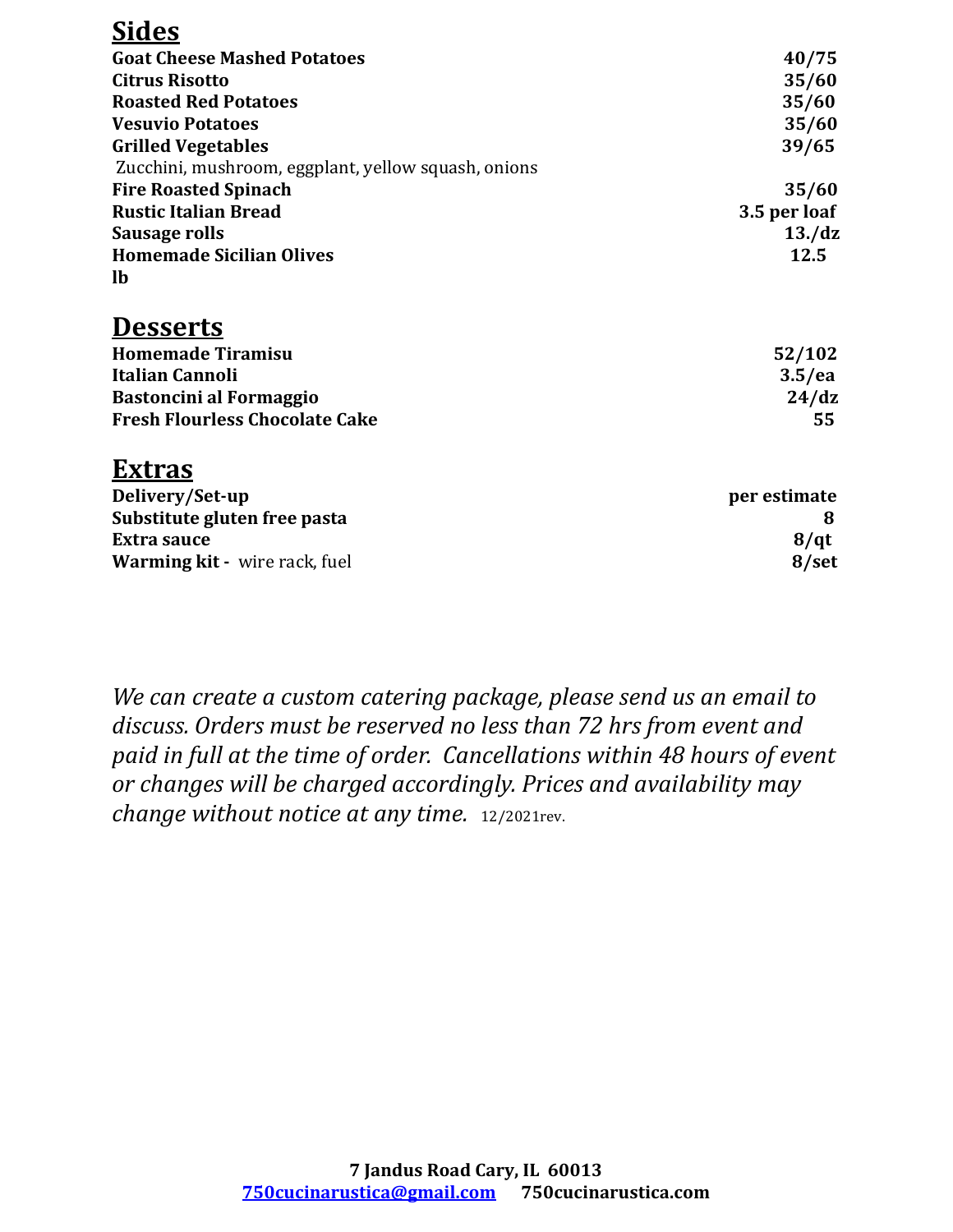## Sides

| | |
|---|---|
| **Goat Cheese Mashed Potatoes** | **40/75** |
| **Citrus Risotto** | **35/60** |
| **Roasted Red Potatoes** | **35/60** |
| **Vesuvio Potatoes** | **35/60** |
| **Grilled Vegetables** | **39/65** |
| Zucchini, mushroom, eggplant, yellow squash, onions | |
| **Fire Roasted Spinach** | **35/60** |
| **Rustic Italian Bread** | **3.5 per loaf** |
| **Sausage rolls** | **13./dz** |
| **Homemade Sicilian Olives** | **12.5** |
| **lb** | |

## Desserts

| | |
|---|---|
| **Homemade Tiramisu** | **52/102** |
| **Italian Cannoli** | **3.5/ea** |
| **Bastoncini al Formaggio** | **24/dz** |
| **Fresh Flourless Chocolate Cake** | **55** |

## Extras

| | |
|---|---|
| **Delivery/Set-up** | **per estimate** |
| **Substitute gluten free pasta** | **8** |
| **Extra sauce** | **8/qt** |
| **Warming kit -** wire rack, fuel | **8/set** |

*We can create a custom catering package, please send us an email to discuss. Orders must be reserved no less than 72 hrs from event and paid in full at the time of order. Cancellations within 48 hours of event or changes will be charged accordingly. Prices and availability may change without notice at any time.* 12/2021rev.

**7 Jandus Road Cary, IL 60013**
**750cucinarustica@gmail.com** **750cucinarustica.com**